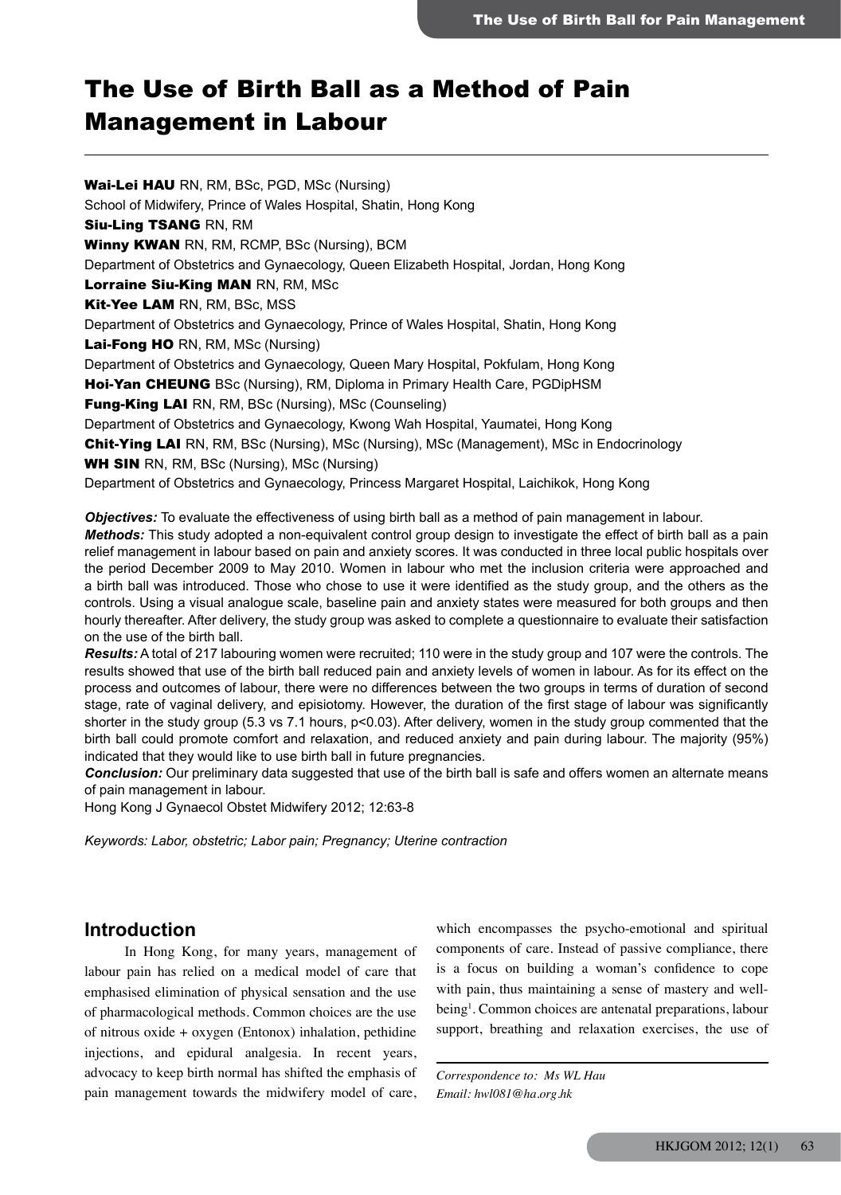# The Use of Birth Ball as a Method of Pain Management in Labour

**Wai-Lei HAU** RN, RM, BSc, PGD, MSc (Nursing)
School of Midwifery, Prince of Wales Hospital, Shatin, Hong Kong
**Siu-Ling TSANG** RN, RM
**Winny KWAN** RN, RM, RCMP, BSc (Nursing), BCM
Department of Obstetrics and Gynaecology, Queen Elizabeth Hospital, Jordan, Hong Kong
**Lorraine Siu-King MAN** RN, RM, MSc
**Kit-Yee LAM** RN, RM, BSc, MSS
Department of Obstetrics and Gynaecology, Prince of Wales Hospital, Shatin, Hong Kong
**Lai-Fong HO** RN, RM, MSc (Nursing)
Department of Obstetrics and Gynaecology, Queen Mary Hospital, Pokfulam, Hong Kong
**Hoi-Yan CHEUNG** BSc (Nursing), RM, Diploma in Primary Health Care, PGDipHSM
**Fung-King LAI** RN, RM, BSc (Nursing), MSc (Counseling)
Department of Obstetrics and Gynaecology, Kwong Wah Hospital, Yaumatei, Hong Kong
**Chit-Ying LAI** RN, RM, BSc (Nursing), MSc (Nursing), MSc (Management), MSc in Endocrinology
**WH SIN** RN, RM, BSc (Nursing), MSc (Nursing)
Department of Obstetrics and Gynaecology, Princess Margaret Hospital, Laichikok, Hong Kong

***Objectives:*** To evaluate the effectiveness of using birth ball as a method of pain management in labour.
***Methods:*** This study adopted a non-equivalent control group design to investigate the effect of birth ball as a pain relief management in labour based on pain and anxiety scores. It was conducted in three local public hospitals over the period December 2009 to May 2010. Women in labour who met the inclusion criteria were approached and a birth ball was introduced. Those who chose to use it were identified as the study group, and the others as the controls. Using a visual analogue scale, baseline pain and anxiety states were measured for both groups and then hourly thereafter. After delivery, the study group was asked to complete a questionnaire to evaluate their satisfaction on the use of the birth ball.
***Results:*** A total of 217 labouring women were recruited; 110 were in the study group and 107 were the controls. The results showed that use of the birth ball reduced pain and anxiety levels of women in labour. As for its effect on the process and outcomes of labour, there were no differences between the two groups in terms of duration of second stage, rate of vaginal delivery, and episiotomy. However, the duration of the first stage of labour was significantly shorter in the study group (5.3 vs 7.1 hours, $p<0.03$). After delivery, women in the study group commented that the birth ball could promote comfort and relaxation, and reduced anxiety and pain during labour. The majority (95%) indicated that they would like to use birth ball in future pregnancies.
***Conclusion:*** Our preliminary data suggested that use of the birth ball is safe and offers women an alternate means of pain management in labour.
Hong Kong J Gynaecol Obstet Midwifery 2012; 12:63-8

*Keywords: Labor, obstetric; Labor pain; Pregnancy; Uterine contraction*

## Introduction

In Hong Kong, for many years, management of labour pain has relied on a medical model of care that emphasised elimination of physical sensation and the use of pharmacological methods. Common choices are the use of nitrous oxide + oxygen (Entonox) inhalation, pethidine injections, and epidural analgesia. In recent years, advocacy to keep birth normal has shifted the emphasis of pain management towards the midwifery model of care, which encompasses the psycho-emotional and spiritual components of care. Instead of passive compliance, there is a focus on building a woman's confidence to cope with pain, thus maintaining a sense of mastery and well-being[1]. Common choices are antenatal preparations, labour support, breathing and relaxation exercises, the use of

*Correspondence to: Ms WL Hau*
*Email: hwl081@ha.org.hk*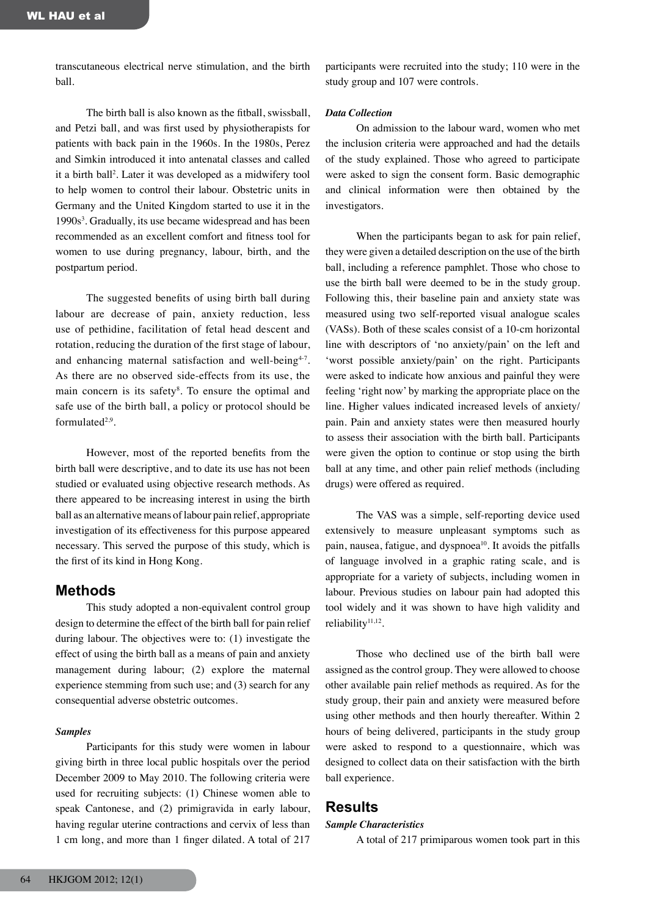transcutaneous electrical nerve stimulation, and the birth ball.

The birth ball is also known as the fitball, swissball, and Petzi ball, and was first used by physiotherapists for patients with back pain in the 1960s. In the 1980s, Perez and Simkin introduced it into antenatal classes and called it a birth ball[2]. Later it was developed as a midwifery tool to help women to control their labour. Obstetric units in Germany and the United Kingdom started to use it in the 1990s[3]. Gradually, its use became widespread and has been recommended as an excellent comfort and fitness tool for women to use during pregnancy, labour, birth, and the postpartum period.

The suggested benefits of using birth ball during labour are decrease of pain, anxiety reduction, less use of pethidine, facilitation of fetal head descent and rotation, reducing the duration of the first stage of labour, and enhancing maternal satisfaction and well-being[4-7]. As there are no observed side-effects from its use, the main concern is its safety[8]. To ensure the optimal and safe use of the birth ball, a policy or protocol should be formulated[2,9].

However, most of the reported benefits from the birth ball were descriptive, and to date its use has not been studied or evaluated using objective research methods. As there appeared to be increasing interest in using the birth ball as an alternative means of labour pain relief, appropriate investigation of its effectiveness for this purpose appeared necessary. This served the purpose of this study, which is the first of its kind in Hong Kong.

## Methods

This study adopted a non-equivalent control group design to determine the effect of the birth ball for pain relief during labour. The objectives were to: (1) investigate the effect of using the birth ball as a means of pain and anxiety management during labour; (2) explore the maternal experience stemming from such use; and (3) search for any consequential adverse obstetric outcomes.

### *Samples*

Participants for this study were women in labour giving birth in three local public hospitals over the period December 2009 to May 2010. The following criteria were used for recruiting subjects: (1) Chinese women able to speak Cantonese, and (2) primigravida in early labour, having regular uterine contractions and cervix of less than 1 cm long, and more than 1 finger dilated. A total of 217 participants were recruited into the study; 110 were in the study group and 107 were controls.

### *Data Collection*

On admission to the labour ward, women who met the inclusion criteria were approached and had the details of the study explained. Those who agreed to participate were asked to sign the consent form. Basic demographic and clinical information were then obtained by the investigators.

When the participants began to ask for pain relief, they were given a detailed description on the use of the birth ball, including a reference pamphlet. Those who chose to use the birth ball were deemed to be in the study group. Following this, their baseline pain and anxiety state was measured using two self-reported visual analogue scales (VASs). Both of these scales consist of a 10-cm horizontal line with descriptors of 'no anxiety/pain' on the left and 'worst possible anxiety/pain' on the right. Participants were asked to indicate how anxious and painful they were feeling 'right now' by marking the appropriate place on the line. Higher values indicated increased levels of anxiety/pain. Pain and anxiety states were then measured hourly to assess their association with the birth ball. Participants were given the option to continue or stop using the birth ball at any time, and other pain relief methods (including drugs) were offered as required.

The VAS was a simple, self-reporting device used extensively to measure unpleasant symptoms such as pain, nausea, fatigue, and dyspnoea[10]. It avoids the pitfalls of language involved in a graphic rating scale, and is appropriate for a variety of subjects, including women in labour. Previous studies on labour pain had adopted this tool widely and it was shown to have high validity and reliability[11,12].

Those who declined use of the birth ball were assigned as the control group. They were allowed to choose other available pain relief methods as required. As for the study group, their pain and anxiety were measured before using other methods and then hourly thereafter. Within 2 hours of being delivered, participants in the study group were asked to respond to a questionnaire, which was designed to collect data on their satisfaction with the birth ball experience.

## Results

### *Sample Characteristics*

A total of 217 primiparous women took part in this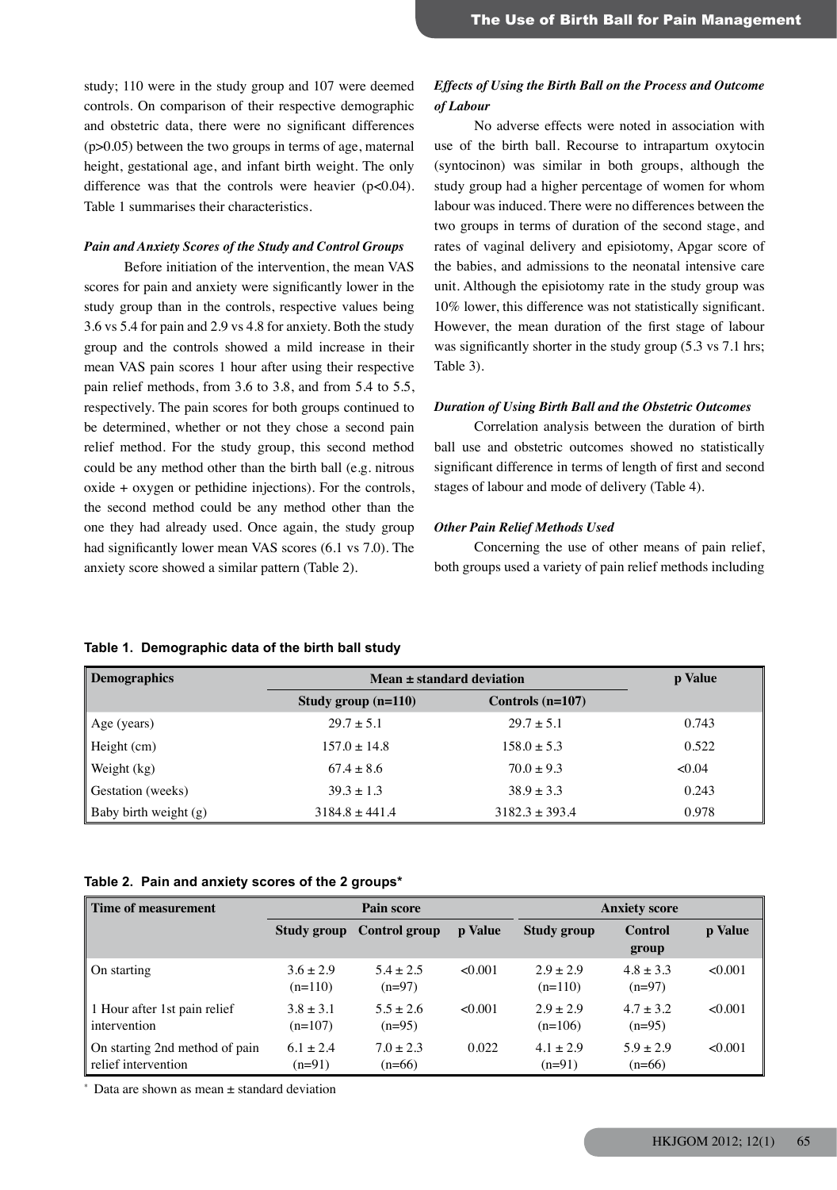study; 110 were in the study group and 107 were deemed controls. On comparison of their respective demographic and obstetric data, there were no significant differences ($p>0.05$) between the two groups in terms of age, maternal height, gestational age, and infant birth weight. The only difference was that the controls were heavier ($p<0.04$). Table 1 summarises their characteristics.

### *Pain and Anxiety Scores of the Study and Control Groups*

Before initiation of the intervention, the mean VAS scores for pain and anxiety were significantly lower in the study group than in the controls, respective values being 3.6 vs 5.4 for pain and 2.9 vs 4.8 for anxiety. Both the study group and the controls showed a mild increase in their mean VAS pain scores 1 hour after using their respective pain relief methods, from 3.6 to 3.8, and from 5.4 to 5.5, respectively. The pain scores for both groups continued to be determined, whether or not they chose a second pain relief method. For the study group, this second method could be any method other than the birth ball (e.g. nitrous oxide + oxygen or pethidine injections). For the controls, the second method could be any method other than the one they had already used. Once again, the study group had significantly lower mean VAS scores (6.1 vs 7.0). The anxiety score showed a similar pattern (Table 2).

### *Effects of Using the Birth Ball on the Process and Outcome of Labour*

No adverse effects were noted in association with use of the birth ball. Recourse to intrapartum oxytocin (syntocinon) was similar in both groups, although the study group had a higher percentage of women for whom labour was induced. There were no differences between the two groups in terms of duration of the second stage, and rates of vaginal delivery and episiotomy, Apgar score of the babies, and admissions to the neonatal intensive care unit. Although the episiotomy rate in the study group was 10% lower, this difference was not statistically significant. However, the mean duration of the first stage of labour was significantly shorter in the study group (5.3 vs 7.1 hrs; Table 3).

### *Duration of Using Birth Ball and the Obstetric Outcomes*

Correlation analysis between the duration of birth ball use and obstetric outcomes showed no statistically significant difference in terms of length of first and second stages of labour and mode of delivery (Table 4).

### *Other Pain Relief Methods Used*

Concerning the use of other means of pain relief, both groups used a variety of pain relief methods including

**Table 1. Demographic data of the birth ball study**

| Demographics | Mean ± standard deviation | | p Value |
|---|---|---|---|
| | Study group (n=110) | Controls (n=107) | |
| Age (years) | 29.7 ± 5.1 | 29.7 ± 5.1 | 0.743 |
| Height (cm) | 157.0 ± 14.8 | 158.0 ± 5.3 | 0.522 |
| Weight (kg) | 67.4 ± 8.6 | 70.0 ± 9.3 | <0.04 |
| Gestation (weeks) | 39.3 ± 1.3 | 38.9 ± 3.3 | 0.243 |
| Baby birth weight (g) | 3184.8 ± 441.4 | 3182.3 ± 393.4 | 0.978 |

**Table 2. Pain and anxiety scores of the 2 groups***

| Time of measurement | Pain score | | | Anxiety score | | |
|---|---|---|---|---|---|---|
| | Study group | Control group | p Value | Study group | Control group | p Value |
| On starting | 3.6 ± 2.9 (n=110) | 5.4 ± 2.5 (n=97) | <0.001 | 2.9 ± 2.9 (n=110) | 4.8 ± 3.3 (n=97) | <0.001 |
| 1 Hour after 1st pain relief intervention | 3.8 ± 3.1 (n=107) | 5.5 ± 2.6 (n=95) | <0.001 | 2.9 ± 2.9 (n=106) | 4.7 ± 3.2 (n=95) | <0.001 |
| On starting 2nd method of pain relief intervention | 6.1 ± 2.4 (n=91) | 7.0 ± 2.3 (n=66) | 0.022 | 4.1 ± 2.9 (n=91) | 5.9 ± 2.9 (n=66) | <0.001 |

\* Data are shown as mean ± standard deviation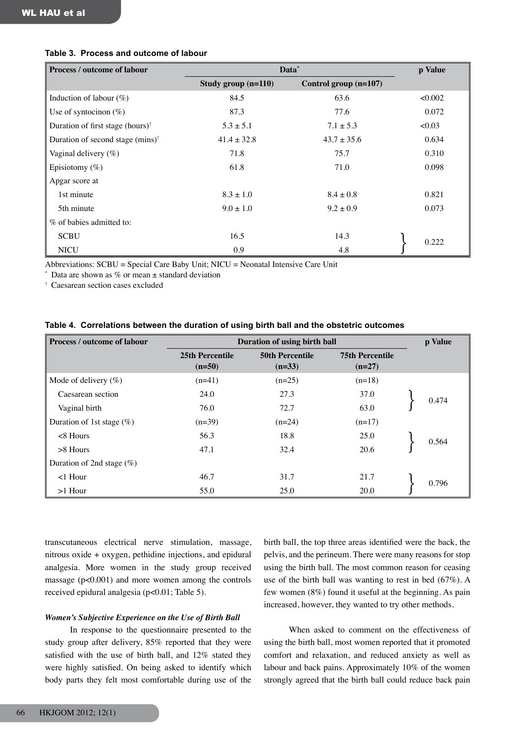**Table 3. Process and outcome of labour**

| Process / outcome of labour | Data* | | p Value |
|---|---|---|---|
| | Study group (n=110) | Control group (n=107) | |
| Induction of labour (%) | 84.5 | 63.6 | <0.002 |
| Use of syntocinon (%) | 87.3 | 77.6 | 0.072 |
| Duration of first stage (hours)† | 5.3 ± 5.1 | 7.1 ± 5.3 | <0.03 |
| Duration of second stage (mins)† | 41.4 ± 32.8 | 43.7 ± 35.6 | 0.634 |
| Vaginal delivery (%) | 71.8 | 75.7 | 0.310 |
| Episiotomy (%) | 61.8 | 71.0 | 0.098 |
| Apgar score at | | | |
| 1st minute | 8.3 ± 1.0 | 8.4 ± 0.8 | 0.821 |
| 5th minute | 9.0 ± 1.0 | 9.2 ± 0.9 | 0.073 |
| % of babies admitted to: | | | |
| SCBU | 16.5 | 14.3 | 0.222 |
| NICU | 0.9 | 4.8 | |

Abbreviations: SCBU = Special Care Baby Unit; NICU = Neonatal Intensive Care Unit

\* Data are shown as % or mean ± standard deviation

† Caesarean section cases excluded

**Table 4. Correlations between the duration of using birth ball and the obstetric outcomes**

| Process / outcome of labour | Duration of using birth ball | | | p Value |
|---|---|---|---|---|
| | 25th Percentile (n=50) | 50th Percentile (n=33) | 75th Percentile (n=27) | |
| Mode of delivery (%) | (n=41) | (n=25) | (n=18) | |
| Caesarean section | 24.0 | 27.3 | 37.0 | 0.474 |
| Vaginal birth | 76.0 | 72.7 | 63.0 | |
| Duration of 1st stage (%) | (n=39) | (n=24) | (n=17) | |
| <8 Hours | 56.3 | 18.8 | 25.0 | 0.564 |
| >8 Hours | 47.1 | 32.4 | 20.6 | |
| Duration of 2nd stage (%) | | | | |
| <1 Hour | 46.7 | 31.7 | 21.7 | 0.796 |
| >1 Hour | 55.0 | 25.0 | 20.0 | |

transcutaneous electrical nerve stimulation, massage, nitrous oxide + oxygen, pethidine injections, and epidural analgesia. More women in the study group received massage ($p<0.001$) and more women among the controls received epidural analgesia ($p<0.01$; Table 5).

### *Women's Subjective Experience on the Use of Birth Ball*

In response to the questionnaire presented to the study group after delivery, 85% reported that they were satisfied with the use of birth ball, and 12% stated they were highly satisfied. On being asked to identify which body parts they felt most comfortable during use of the birth ball, the top three areas identified were the back, the pelvis, and the perineum. There were many reasons for stop using the birth ball. The most common reason for ceasing use of the birth ball was wanting to rest in bed (67%). A few women (8%) found it useful at the beginning. As pain increased, however, they wanted to try other methods.

When asked to comment on the effectiveness of using the birth ball, most women reported that it promoted comfort and relaxation, and reduced anxiety as well as labour and back pains. Approximately 10% of the women strongly agreed that the birth ball could reduce back pain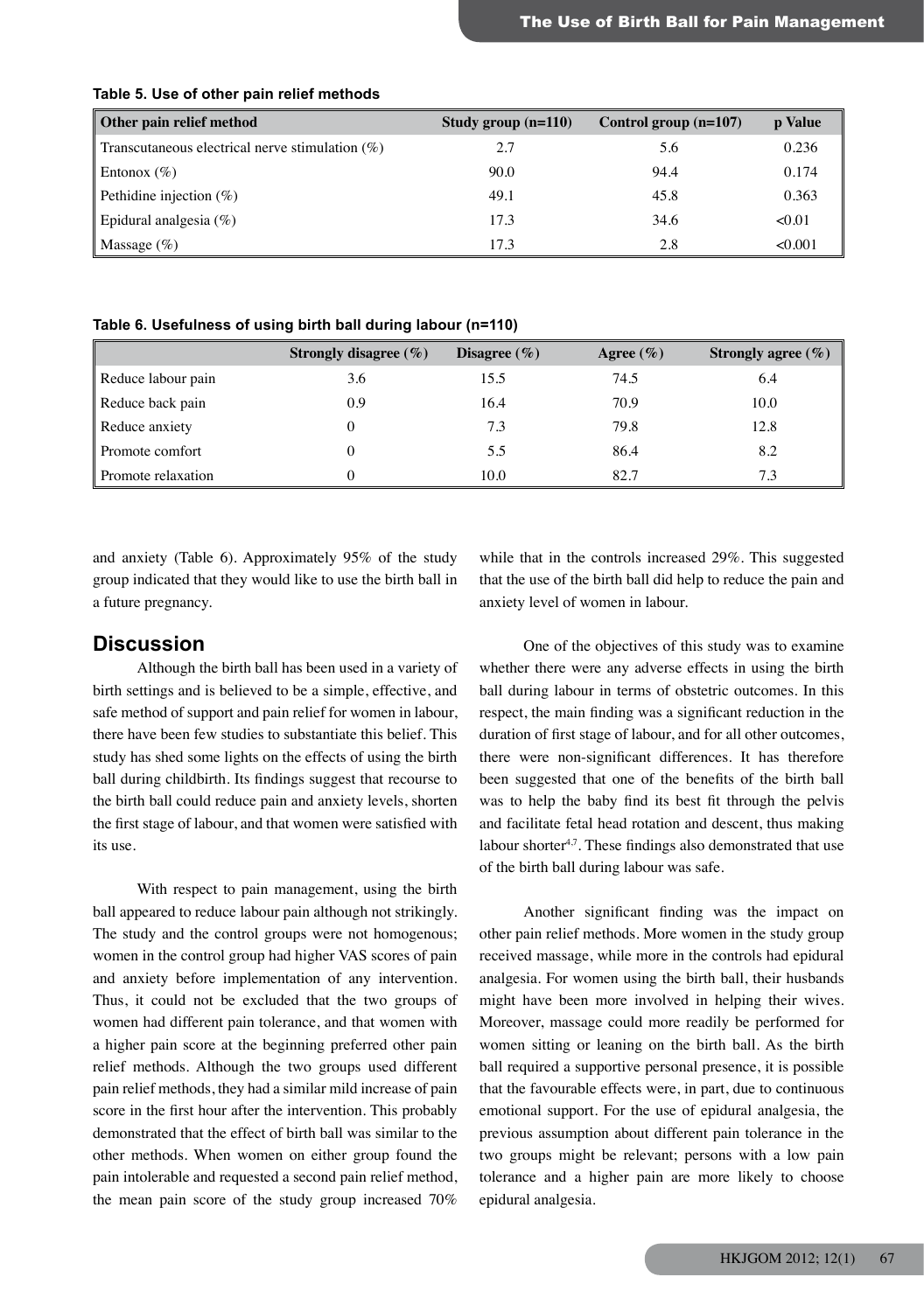**Table 5. Use of other pain relief methods**

| Other pain relief method | Study group (n=110) | Control group (n=107) | p Value |
|---|---|---|---|
| Transcutaneous electrical nerve stimulation (%) | 2.7 | 5.6 | 0.236 |
| Entonox (%) | 90.0 | 94.4 | 0.174 |
| Pethidine injection (%) | 49.1 | 45.8 | 0.363 |
| Epidural analgesia (%) | 17.3 | 34.6 | <0.01 |
| Massage (%) | 17.3 | 2.8 | <0.001 |

**Table 6. Usefulness of using birth ball during labour (n=110)**

| | Strongly disagree (%) | Disagree (%) | Agree (%) | Strongly agree (%) |
|---|---|---|---|---|
| Reduce labour pain | 3.6 | 15.5 | 74.5 | 6.4 |
| Reduce back pain | 0.9 | 16.4 | 70.9 | 10.0 |
| Reduce anxiety | 0 | 7.3 | 79.8 | 12.8 |
| Promote comfort | 0 | 5.5 | 86.4 | 8.2 |
| Promote relaxation | 0 | 10.0 | 82.7 | 7.3 |

and anxiety (Table 6). Approximately 95% of the study group indicated that they would like to use the birth ball in a future pregnancy.

## Discussion

Although the birth ball has been used in a variety of birth settings and is believed to be a simple, effective, and safe method of support and pain relief for women in labour, there have been few studies to substantiate this belief. This study has shed some lights on the effects of using the birth ball during childbirth. Its findings suggest that recourse to the birth ball could reduce pain and anxiety levels, shorten the first stage of labour, and that women were satisfied with its use.

With respect to pain management, using the birth ball appeared to reduce labour pain although not strikingly. The study and the control groups were not homogenous; women in the control group had higher VAS scores of pain and anxiety before implementation of any intervention. Thus, it could not be excluded that the two groups of women had different pain tolerance, and that women with a higher pain score at the beginning preferred other pain relief methods. Although the two groups used different pain relief methods, they had a similar mild increase of pain score in the first hour after the intervention. This probably demonstrated that the effect of birth ball was similar to the other methods. When women on either group found the pain intolerable and requested a second pain relief method, the mean pain score of the study group increased 70% while that in the controls increased 29%. This suggested that the use of the birth ball did help to reduce the pain and anxiety level of women in labour.

One of the objectives of this study was to examine whether there were any adverse effects in using the birth ball during labour in terms of obstetric outcomes. In this respect, the main finding was a significant reduction in the duration of first stage of labour, and for all other outcomes, there were non-significant differences. It has therefore been suggested that one of the benefits of the birth ball was to help the baby find its best fit through the pelvis and facilitate fetal head rotation and descent, thus making labour shorter[4,7]. These findings also demonstrated that use of the birth ball during labour was safe.

Another significant finding was the impact on other pain relief methods. More women in the study group received massage, while more in the controls had epidural analgesia. For women using the birth ball, their husbands might have been more involved in helping their wives. Moreover, massage could more readily be performed for women sitting or leaning on the birth ball. As the birth ball required a supportive personal presence, it is possible that the favourable effects were, in part, due to continuous emotional support. For the use of epidural analgesia, the previous assumption about different pain tolerance in the two groups might be relevant; persons with a low pain tolerance and a higher pain are more likely to choose epidural analgesia.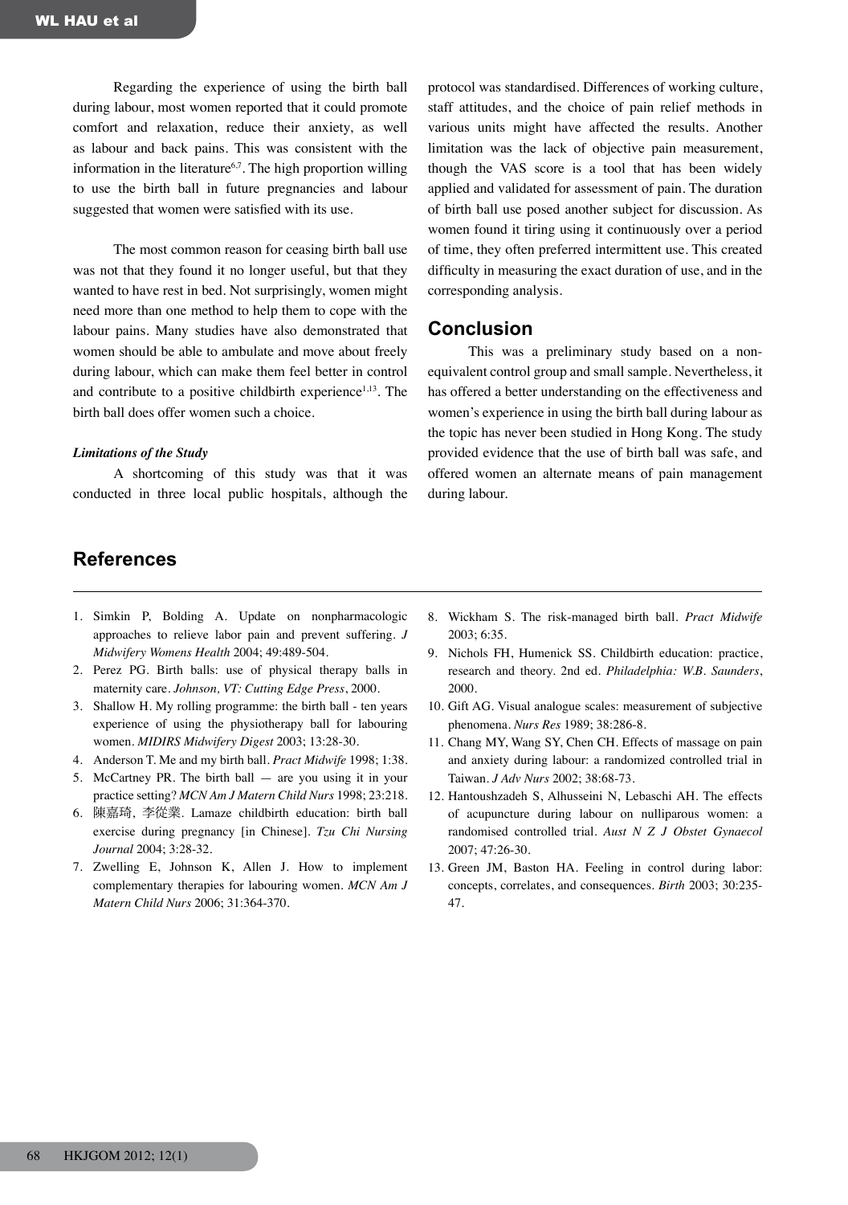Regarding the experience of using the birth ball during labour, most women reported that it could promote comfort and relaxation, reduce their anxiety, as well as labour and back pains. This was consistent with the information in the literature[6,7]. The high proportion willing to use the birth ball in future pregnancies and labour suggested that women were satisfied with its use.

The most common reason for ceasing birth ball use was not that they found it no longer useful, but that they wanted to have rest in bed. Not surprisingly, women might need more than one method to help them to cope with the labour pains. Many studies have also demonstrated that women should be able to ambulate and move about freely during labour, which can make them feel better in control and contribute to a positive childbirth experience[1,13]. The birth ball does offer women such a choice.

### *Limitations of the Study*

A shortcoming of this study was that it was conducted in three local public hospitals, although the protocol was standardised. Differences of working culture, staff attitudes, and the choice of pain relief methods in various units might have affected the results. Another limitation was the lack of objective pain measurement, though the VAS score is a tool that has been widely applied and validated for assessment of pain. The duration of birth ball use posed another subject for discussion. As women found it tiring using it continuously over a period of time, they often preferred intermittent use. This created difficulty in measuring the exact duration of use, and in the corresponding analysis.

## Conclusion

This was a preliminary study based on a non-equivalent control group and small sample. Nevertheless, it has offered a better understanding on the effectiveness and women's experience in using the birth ball during labour as the topic has never been studied in Hong Kong. The study provided evidence that the use of birth ball was safe, and offered women an alternate means of pain management during labour.

## References

1. Simkin P, Bolding A. Update on nonpharmacologic approaches to relieve labor pain and prevent suffering. *J Midwifery Womens Health* 2004; 49:489-504.
2. Perez PG. Birth balls: use of physical therapy balls in maternity care. *Johnson, VT: Cutting Edge Press*, 2000.
3. Shallow H. My rolling programme: the birth ball - ten years experience of using the physiotherapy ball for labouring women. *MIDIRS Midwifery Digest* 2003; 13:28-30.
4. Anderson T. Me and my birth ball. *Pract Midwife* 1998; 1:38.
5. McCartney PR. The birth ball — are you using it in your practice setting? *MCN Am J Matern Child Nurs* 1998; 23:218.
6. 陳嘉琦, 李從業. Lamaze childbirth education: birth ball exercise during pregnancy [in Chinese]. *Tzu Chi Nursing Journal* 2004; 3:28-32.
7. Zwelling E, Johnson K, Allen J. How to implement complementary therapies for labouring women. *MCN Am J Matern Child Nurs* 2006; 31:364-370.
8. Wickham S. The risk-managed birth ball. *Pract Midwife* 2003; 6:35.
9. Nichols FH, Humenick SS. Childbirth education: practice, research and theory. 2nd ed. *Philadelphia: W.B. Saunders*, 2000.
10. Gift AG. Visual analogue scales: measurement of subjective phenomena. *Nurs Res* 1989; 38:286-8.
11. Chang MY, Wang SY, Chen CH. Effects of massage on pain and anxiety during labour: a randomized controlled trial in Taiwan. *J Adv Nurs* 2002; 38:68-73.
12. Hantoushzadeh S, Alhusseini N, Lebaschi AH. The effects of acupuncture during labour on nulliparous women: a randomised controlled trial. *Aust N Z J Obstet Gynaecol* 2007; 47:26-30.
13. Green JM, Baston HA. Feeling in control during labor: concepts, correlates, and consequences. *Birth* 2003; 30:235-47.